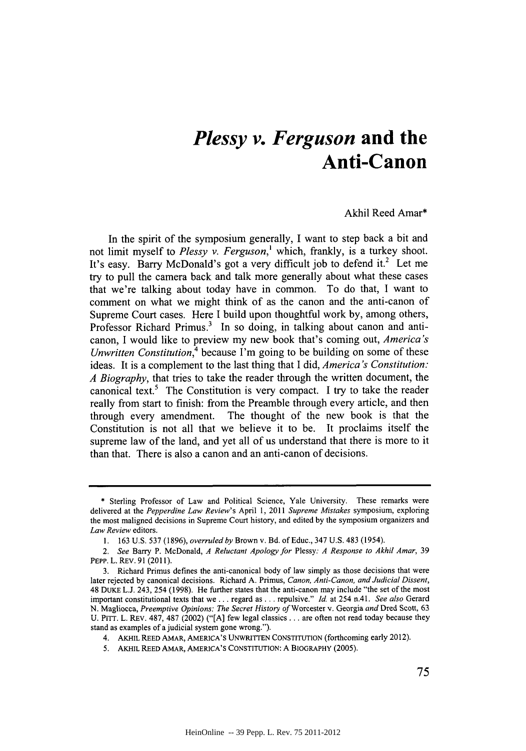# *Plessy v. Ferguson* and the Anti-Canon

Akhil Reed Amar*

In the spirit of the symposium generally, I want to step back a bit and not limit myself to *Plessy v. Ferguson*,[1] which, frankly, is a turkey shoot. It's easy. Barry McDonald's got a very difficult job to defend it.[2] Let me try to pull the camera back and talk more generally about what these cases that we're talking about today have in common. To do that, I want to comment on what we might think of as the canon and the anti-canon of Supreme Court cases. Here I build upon thoughtful work by, among others, Professor Richard Primus.[3] In so doing, in talking about canon and anti-canon, I would like to preview my new book that's coming out, *America's Unwritten Constitution*,[4] because I'm going to be building on some of these ideas. It is a complement to the last thing that I did, *America's Constitution: A Biography*, that tries to take the reader through the written document, the canonical text.[5] The Constitution is very compact. I try to take the reader really from start to finish: from the Preamble through every article, and then through every amendment. The thought of the new book is that the Constitution is not all that we believe it to be. It proclaims itself the supreme law of the land, and yet all of us understand that there is more to it than that. There is also a canon and an anti-canon of decisions.

---

\* Sterling Professor of Law and Political Science, Yale University. These remarks were delivered at the *Pepperdine Law Review*'s April 1, 2011 *Supreme Mistakes* symposium, exploring the most maligned decisions in Supreme Court history, and edited by the symposium organizers and *Law Review* editors.

1. 163 U.S. 537 (1896), *overruled by* Brown v. Bd. of Educ., 347 U.S. 483 (1954).

2. *See* Barry P. McDonald, *A Reluctant Apology for* Plessy*: A Response to Akhil Amar*, 39 PEPP. L. REV. 91 (2011).

3. Richard Primus defines the anti-canonical body of law simply as those decisions that were later rejected by canonical decisions. Richard A. Primus, *Canon, Anti-Canon, and Judicial Dissent*, 48 DUKE L.J. 243, 254 (1998). He further states that the anti-canon may include "the set of the most important constitutional texts that we . . . regard as . . . repulsive." *Id.* at 254 n.41. *See also* Gerard N. Magliocca, *Preemptive Opinions: The Secret History of* Worcester v. Georgia *and* Dred Scott, 63 U. PITT. L. REV. 487, 487 (2002) ("[A] few legal classics . . . are often not read today because they stand as examples of a judicial system gone wrong.").

4. AKHIL REED AMAR, AMERICA'S UNWRITTEN CONSTITUTION (forthcoming early 2012).

5. AKHIL REED AMAR, AMERICA'S CONSTITUTION: A BIOGRAPHY (2005).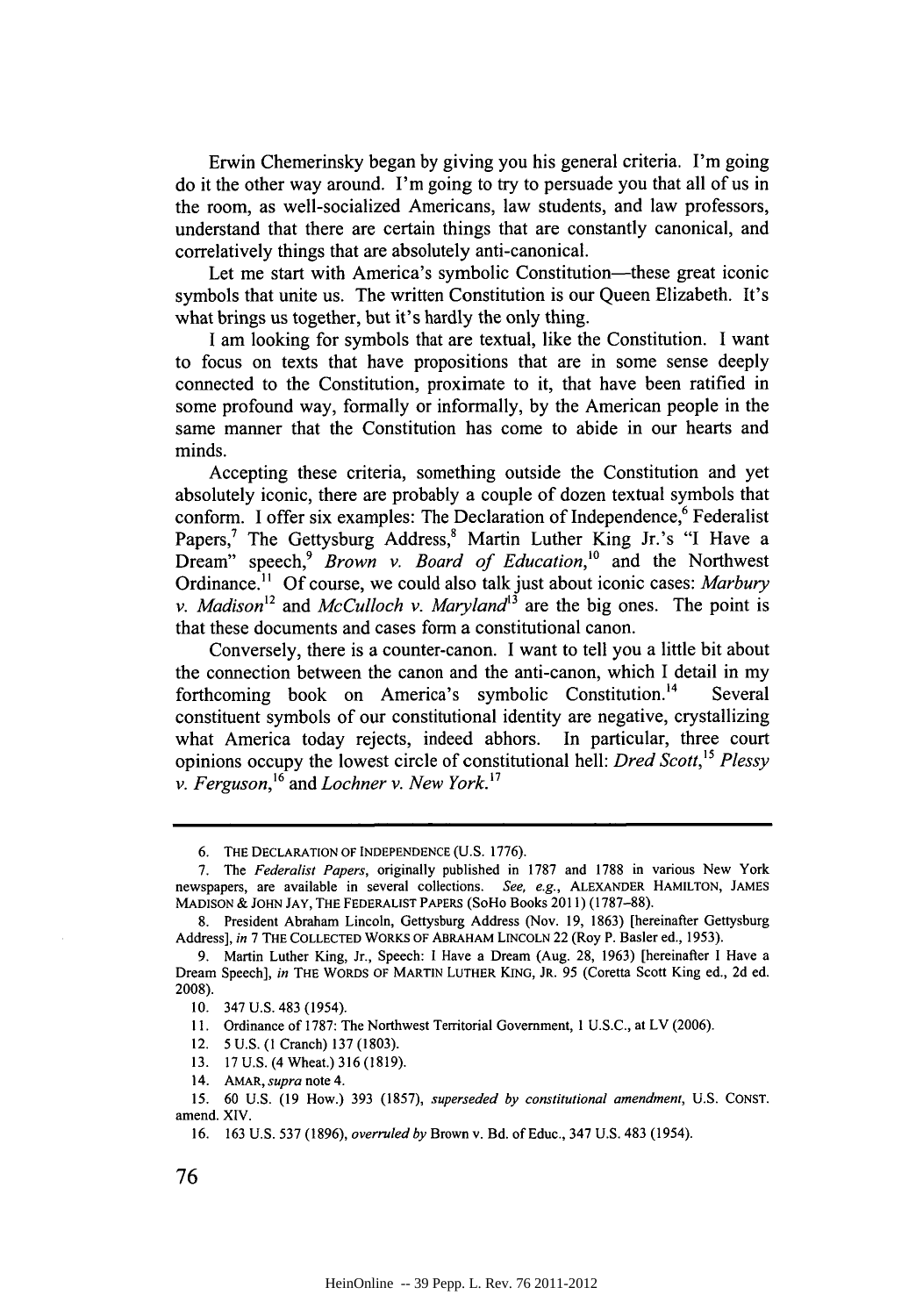Erwin Chemerinsky began by giving you his general criteria. I'm going do it the other way around. I'm going to try to persuade you that all of us in the room, as well-socialized Americans, law students, and law professors, understand that there are certain things that are constantly canonical, and correlatively things that are absolutely anti-canonical.

Let me start with America's symbolic Constitution—these great iconic symbols that unite us. The written Constitution is our Queen Elizabeth. It's what brings us together, but it's hardly the only thing.

I am looking for symbols that are textual, like the Constitution. I want to focus on texts that have propositions that are in some sense deeply connected to the Constitution, proximate to it, that have been ratified in some profound way, formally or informally, by the American people in the same manner that the Constitution has come to abide in our hearts and minds.

Accepting these criteria, something outside the Constitution and yet absolutely iconic, there are probably a couple of dozen textual symbols that conform. I offer six examples: The Declaration of Independence,[6] Federalist Papers,[7] The Gettysburg Address,[8] Martin Luther King Jr.'s "I Have a Dream" speech,[9] *Brown v. Board of Education*,[10] and the Northwest Ordinance.[11] Of course, we could also talk just about iconic cases: *Marbury v. Madison*[12] and *McCulloch v. Maryland*[13] are the big ones. The point is that these documents and cases form a constitutional canon.

Conversely, there is a counter-canon. I want to tell you a little bit about the connection between the canon and the anti-canon, which I detail in my forthcoming book on America's symbolic Constitution.[14] Several constituent symbols of our constitutional identity are negative, crystallizing what America today rejects, indeed abhors. In particular, three court opinions occupy the lowest circle of constitutional hell: *Dred Scott*,[15] *Plessy v. Ferguson*,[16] and *Lochner v. New York*.[17]

---

6. THE DECLARATION OF INDEPENDENCE (U.S. 1776).

7. The *Federalist Papers*, originally published in 1787 and 1788 in various New York newspapers, are available in several collections. *See, e.g.*, ALEXANDER HAMILTON, JAMES MADISON & JOHN JAY, THE FEDERALIST PAPERS (SoHo Books 2011) (1787–88).

8. President Abraham Lincoln, Gettysburg Address (Nov. 19, 1863) [hereinafter Gettysburg Address], *in* 7 THE COLLECTED WORKS OF ABRAHAM LINCOLN 22 (Roy P. Basler ed., 1953).

9. Martin Luther King, Jr., Speech: I Have a Dream (Aug. 28, 1963) [hereinafter I Have a Dream Speech], *in* THE WORDS OF MARTIN LUTHER KING, JR. 95 (Coretta Scott King ed., 2d ed. 2008).

10. 347 U.S. 483 (1954).

11. Ordinance of 1787: The Northwest Territorial Government, 1 U.S.C., at LV (2006).

12. 5 U.S. (1 Cranch) 137 (1803).

13. 17 U.S. (4 Wheat.) 316 (1819).

14. AMAR, *supra* note 4.

15. 60 U.S. (19 How.) 393 (1857), *superseded by constitutional amendment*, U.S. CONST. amend. XIV.

16. 163 U.S. 537 (1896), *overruled by* Brown v. Bd. of Educ., 347 U.S. 483 (1954).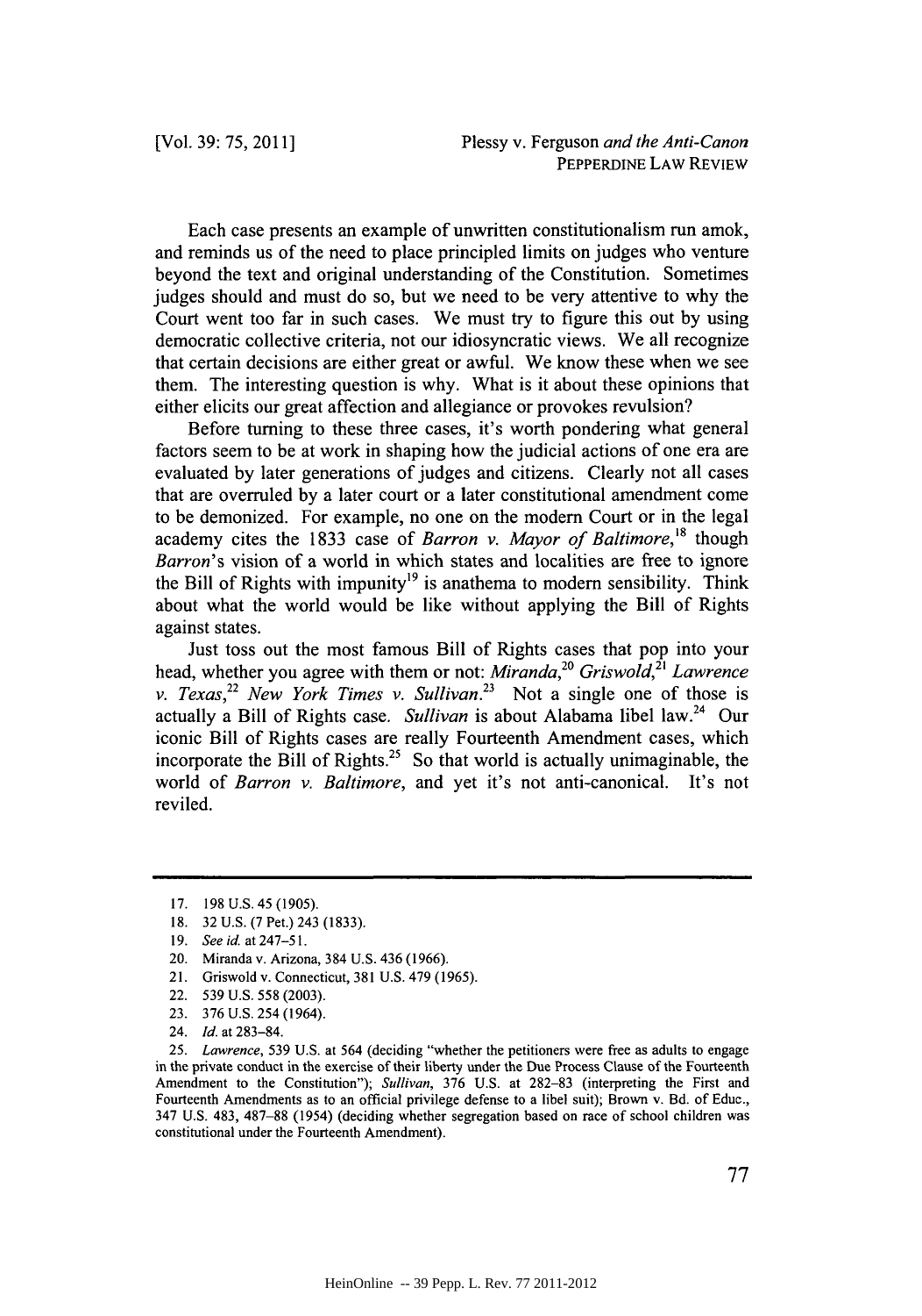Each case presents an example of unwritten constitutionalism run amok, and reminds us of the need to place principled limits on judges who venture beyond the text and original understanding of the Constitution. Sometimes judges should and must do so, but we need to be very attentive to why the Court went too far in such cases. We must try to figure this out by using democratic collective criteria, not our idiosyncratic views. We all recognize that certain decisions are either great or awful. We know these when we see them. The interesting question is why. What is it about these opinions that either elicits our great affection and allegiance or provokes revulsion?

Before turning to these three cases, it's worth pondering what general factors seem to be at work in shaping how the judicial actions of one era are evaluated by later generations of judges and citizens. Clearly not all cases that are overruled by a later court or a later constitutional amendment come to be demonized. For example, no one on the modern Court or in the legal academy cites the 1833 case of *Barron v. Mayor of Baltimore*,[18] though *Barron*'s vision of a world in which states and localities are free to ignore the Bill of Rights with impunity[19] is anathema to modern sensibility. Think about what the world would be like without applying the Bill of Rights against states.

Just toss out the most famous Bill of Rights cases that pop into your head, whether you agree with them or not: *Miranda*,[20] *Griswold*,[21] *Lawrence v. Texas*,[22] *New York Times v. Sullivan*.[23] Not a single one of those is actually a Bill of Rights case. *Sullivan* is about Alabama libel law.[24] Our iconic Bill of Rights cases are really Fourteenth Amendment cases, which incorporate the Bill of Rights.[25] So that world is actually unimaginable, the world of *Barron v. Baltimore*, and yet it's not anti-canonical. It's not reviled.

---

17. 198 U.S. 45 (1905).
18. 32 U.S. (7 Pet.) 243 (1833).
19. *See id.* at 247–51.
20. Miranda v. Arizona, 384 U.S. 436 (1966).
21. Griswold v. Connecticut, 381 U.S. 479 (1965).
22. 539 U.S. 558 (2003).
23. 376 U.S. 254 (1964).
24. *Id.* at 283–84.
25. *Lawrence*, 539 U.S. at 564 (deciding "whether the petitioners were free as adults to engage in the private conduct in the exercise of their liberty under the Due Process Clause of the Fourteenth Amendment to the Constitution"); *Sullivan*, 376 U.S. at 282–83 (interpreting the First and Fourteenth Amendments as to an official privilege defense to a libel suit); Brown v. Bd. of Educ., 347 U.S. 483, 487–88 (1954) (deciding whether segregation based on race of school children was constitutional under the Fourteenth Amendment).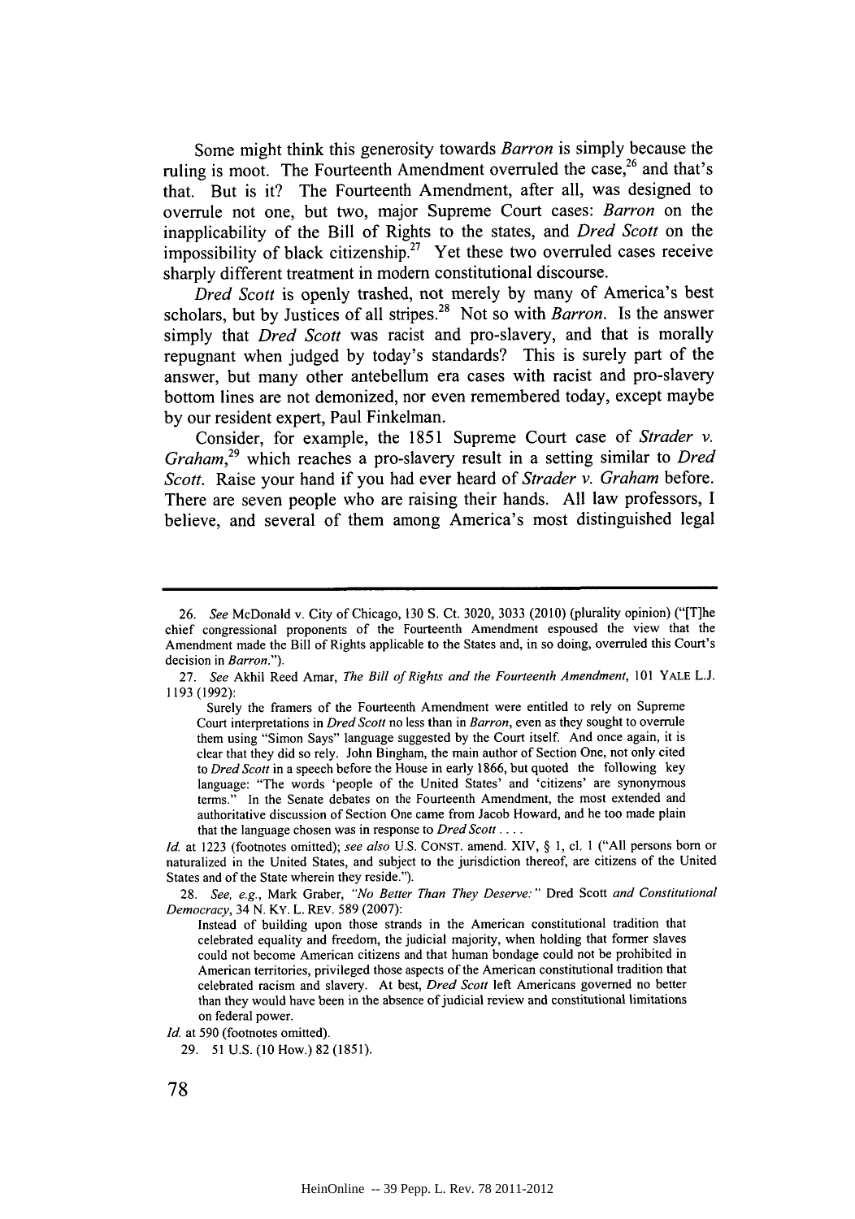Some might think this generosity towards *Barron* is simply because the ruling is moot. The Fourteenth Amendment overruled the case,[26] and that's that. But is it? The Fourteenth Amendment, after all, was designed to overrule not one, but two, major Supreme Court cases: *Barron* on the inapplicability of the Bill of Rights to the states, and *Dred Scott* on the impossibility of black citizenship.[27] Yet these two overruled cases receive sharply different treatment in modern constitutional discourse.

*Dred Scott* is openly trashed, not merely by many of America's best scholars, but by Justices of all stripes.[28] Not so with *Barron*. Is the answer simply that *Dred Scott* was racist and pro-slavery, and that is morally repugnant when judged by today's standards? This is surely part of the answer, but many other antebellum era cases with racist and pro-slavery bottom lines are not demonized, nor even remembered today, except maybe by our resident expert, Paul Finkelman.

Consider, for example, the 1851 Supreme Court case of *Strader v. Graham*,[29] which reaches a pro-slavery result in a setting similar to *Dred Scott*. Raise your hand if you had ever heard of *Strader v. Graham* before. There are seven people who are raising their hands. All law professors, I believe, and several of them among America's most distinguished legal

---

26. *See* McDonald v. City of Chicago, 130 S. Ct. 3020, 3033 (2010) (plurality opinion) ("[T]he chief congressional proponents of the Fourteenth Amendment espoused the view that the Amendment made the Bill of Rights applicable to the States and, in so doing, overruled this Court's decision in *Barron*.").

27. *See* Akhil Reed Amar, *The Bill of Rights and the Fourteenth Amendment*, 101 YALE L.J. 1193 (1992):

> Surely the framers of the Fourteenth Amendment were entitled to rely on Supreme Court interpretations in *Dred Scott* no less than in *Barron*, even as they sought to overrule them using "Simon Says" language suggested by the Court itself. And once again, it is clear that they did so rely. John Bingham, the main author of Section One, not only cited to *Dred Scott* in a speech before the House in early 1866, but quoted the following key language: "The words 'people of the United States' and 'citizens' are synonymous terms." In the Senate debates on the Fourteenth Amendment, the most extended and authoritative discussion of Section One came from Jacob Howard, and he too made plain that the language chosen was in response to *Dred Scott* . . . .

*Id.* at 1223 (footnotes omitted); *see also* U.S. CONST. amend. XIV, § 1, cl. 1 ("All persons born or naturalized in the United States, and subject to the jurisdiction thereof, are citizens of the United States and of the State wherein they reside.").

28. *See, e.g.*, Mark Graber, *"No Better Than They Deserve:"* Dred Scott *and Constitutional Democracy*, 34 N. KY. L. REV. 589 (2007):

> Instead of building upon those strands in the American constitutional tradition that celebrated equality and freedom, the judicial majority, when holding that former slaves could not become American citizens and that human bondage could not be prohibited in American territories, privileged those aspects of the American constitutional tradition that celebrated racism and slavery. At best, *Dred Scott* left Americans governed no better than they would have been in the absence of judicial review and constitutional limitations on federal power.

*Id.* at 590 (footnotes omitted).

29. 51 U.S. (10 How.) 82 (1851).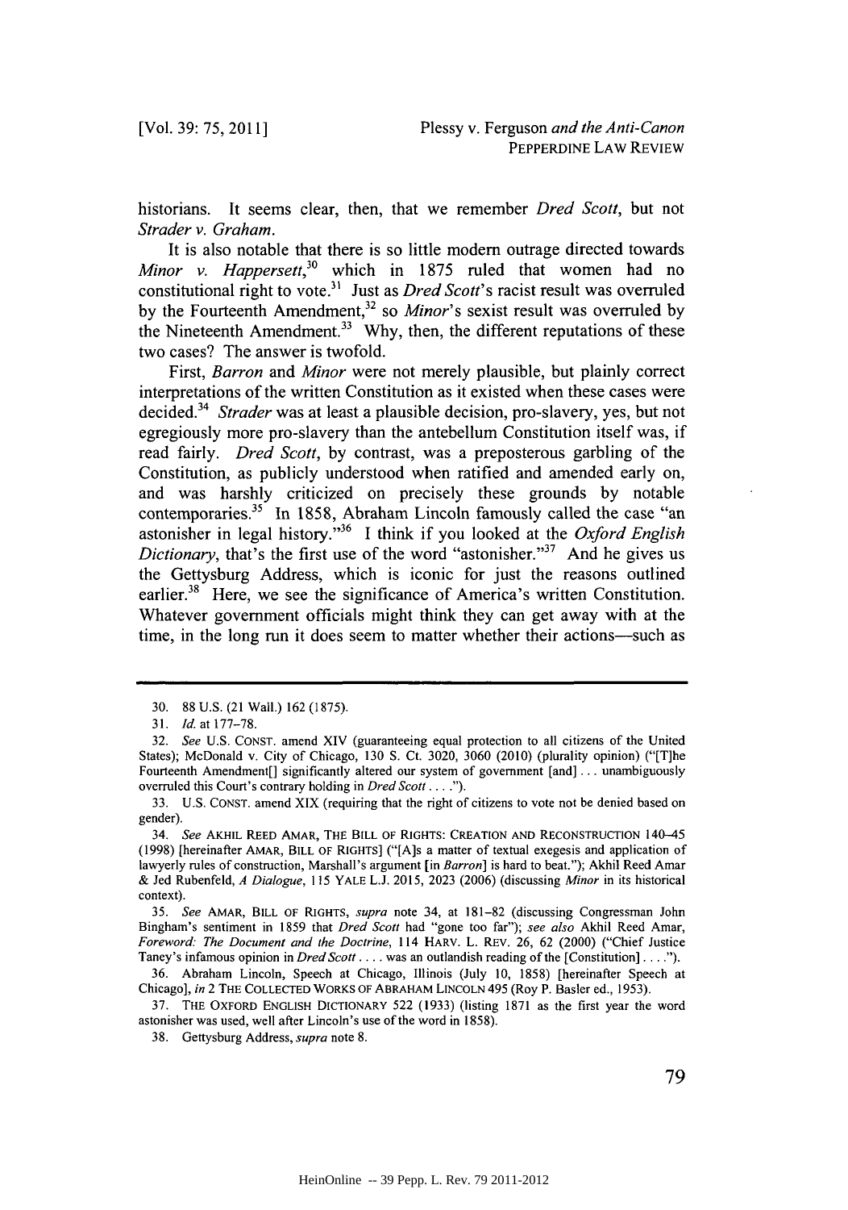historians. It seems clear, then, that we remember *Dred Scott*, but not *Strader v. Graham*.

It is also notable that there is so little modern outrage directed towards *Minor v. Happersett*,[30] which in 1875 ruled that women had no constitutional right to vote.[31] Just as *Dred Scott*'s racist result was overruled by the Fourteenth Amendment,[32] so *Minor*'s sexist result was overruled by the Nineteenth Amendment.[33] Why, then, the different reputations of these two cases? The answer is twofold.

First, *Barron* and *Minor* were not merely plausible, but plainly correct interpretations of the written Constitution as it existed when these cases were decided.[34] *Strader* was at least a plausible decision, pro-slavery, yes, but not egregiously more pro-slavery than the antebellum Constitution itself was, if read fairly. *Dred Scott*, by contrast, was a preposterous garbling of the Constitution, as publicly understood when ratified and amended early on, and was harshly criticized on precisely these grounds by notable contemporaries.[35] In 1858, Abraham Lincoln famously called the case "an astonisher in legal history."[36] I think if you looked at the *Oxford English Dictionary*, that's the first use of the word "astonisher."[37] And he gives us the Gettysburg Address, which is iconic for just the reasons outlined earlier.[38] Here, we see the significance of America's written Constitution. Whatever government officials might think they can get away with at the time, in the long run it does seem to matter whether their actions—such as

---

30. 88 U.S. (21 Wall.) 162 (1875).

31. *Id.* at 177–78.

32. *See* U.S. CONST. amend XIV (guaranteeing equal protection to all citizens of the United States); McDonald v. City of Chicago, 130 S. Ct. 3020, 3060 (2010) (plurality opinion) ("[T]he Fourteenth Amendment[] significantly altered our system of government [and] . . . unambiguously overruled this Court's contrary holding in *Dred Scott* . . . .").

33. U.S. CONST. amend XIX (requiring that the right of citizens to vote not be denied based on gender).

34. *See* AKHIL REED AMAR, THE BILL OF RIGHTS: CREATION AND RECONSTRUCTION 140–45 (1998) [hereinafter AMAR, BILL OF RIGHTS] ("[A]s a matter of textual exegesis and application of lawyerly rules of construction, Marshall's argument [in *Barron*] is hard to beat."); Akhil Reed Amar & Jed Rubenfeld, *A Dialogue*, 115 YALE L.J. 2015, 2023 (2006) (discussing *Minor* in its historical context).

35. *See* AMAR, BILL OF RIGHTS, *supra* note 34, at 181–82 (discussing Congressman John Bingham's sentiment in 1859 that *Dred Scott* had "gone too far"); *see also* Akhil Reed Amar, *Foreword: The Document and the Doctrine*, 114 HARV. L. REV. 26, 62 (2000) ("Chief Justice Taney's infamous opinion in *Dred Scott* . . . . was an outlandish reading of the [Constitution] . . . .").

36. Abraham Lincoln, Speech at Chicago, Illinois (July 10, 1858) [hereinafter Speech at Chicago], *in* 2 THE COLLECTED WORKS OF ABRAHAM LINCOLN 495 (Roy P. Basler ed., 1953).

37. THE OXFORD ENGLISH DICTIONARY 522 (1933) (listing 1871 as the first year the word astonisher was used, well after Lincoln's use of the word in 1858).

38. Gettysburg Address, *supra* note 8.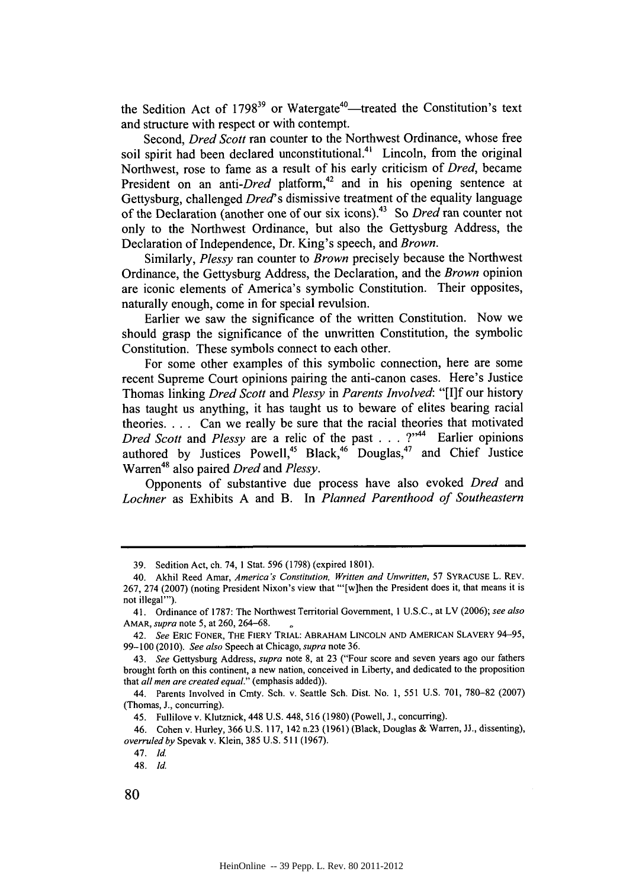the Sedition Act of 1798[39] or Watergate[40]—treated the Constitution's text and structure with respect or with contempt.

Second, *Dred Scott* ran counter to the Northwest Ordinance, whose free soil spirit had been declared unconstitutional.[41] Lincoln, from the original Northwest, rose to fame as a result of his early criticism of *Dred*, became President on an anti-*Dred* platform,[42] and in his opening sentence at Gettysburg, challenged *Dred*'s dismissive treatment of the equality language of the Declaration (another one of our six icons).[43] So *Dred* ran counter not only to the Northwest Ordinance, but also the Gettysburg Address, the Declaration of Independence, Dr. King's speech, and *Brown*.

Similarly, *Plessy* ran counter to *Brown* precisely because the Northwest Ordinance, the Gettysburg Address, the Declaration, and the *Brown* opinion are iconic elements of America's symbolic Constitution. Their opposites, naturally enough, come in for special revulsion.

Earlier we saw the significance of the written Constitution. Now we should grasp the significance of the unwritten Constitution, the symbolic Constitution. These symbols connect to each other.

For some other examples of this symbolic connection, here are some recent Supreme Court opinions pairing the anti-canon cases. Here's Justice Thomas linking *Dred Scott* and *Plessy* in *Parents Involved*: "[I]f our history has taught us anything, it has taught us to beware of elites bearing racial theories. . . . Can we really be sure that the racial theories that motivated *Dred Scott* and *Plessy* are a relic of the past . . . ?"[44] Earlier opinions authored by Justices Powell,[45] Black,[46] Douglas,[47] and Chief Justice Warren[48] also paired *Dred* and *Plessy*.

Opponents of substantive due process have also evoked *Dred* and *Lochner* as Exhibits A and B. In *Planned Parenthood of Southeastern*

---

39. Sedition Act, ch. 74, 1 Stat. 596 (1798) (expired 1801).

40. Akhil Reed Amar, *America's Constitution, Written and Unwritten*, 57 SYRACUSE L. REV. 267, 274 (2007) (noting President Nixon's view that "'[w]hen the President does it, that means it is not illegal'").

41. Ordinance of 1787: The Northwest Territorial Government, 1 U.S.C., at LV (2006); *see also* AMAR, *supra* note 5, at 260, 264–68.

42. *See* ERIC FONER, THE FIERY TRIAL: ABRAHAM LINCOLN AND AMERICAN SLAVERY 94–95, 99–100 (2010). *See also* Speech at Chicago, *supra* note 36.

43. *See* Gettysburg Address, *supra* note 8, at 23 ("Four score and seven years ago our fathers brought forth on this continent, a new nation, conceived in Liberty, and dedicated to the proposition that *all men are created equal*." (emphasis added)).

44. Parents Involved in Cmty. Sch. v. Seattle Sch. Dist. No. 1, 551 U.S. 701, 780–82 (2007) (Thomas, J., concurring).

45. Fullilove v. Klutznick, 448 U.S. 448, 516 (1980) (Powell, J., concurring).

46. Cohen v. Hurley, 366 U.S. 117, 142 n.23 (1961) (Black, Douglas & Warren, JJ., dissenting), *overruled by* Spevak v. Klein, 385 U.S. 511 (1967).

47. *Id.*

48. *Id.*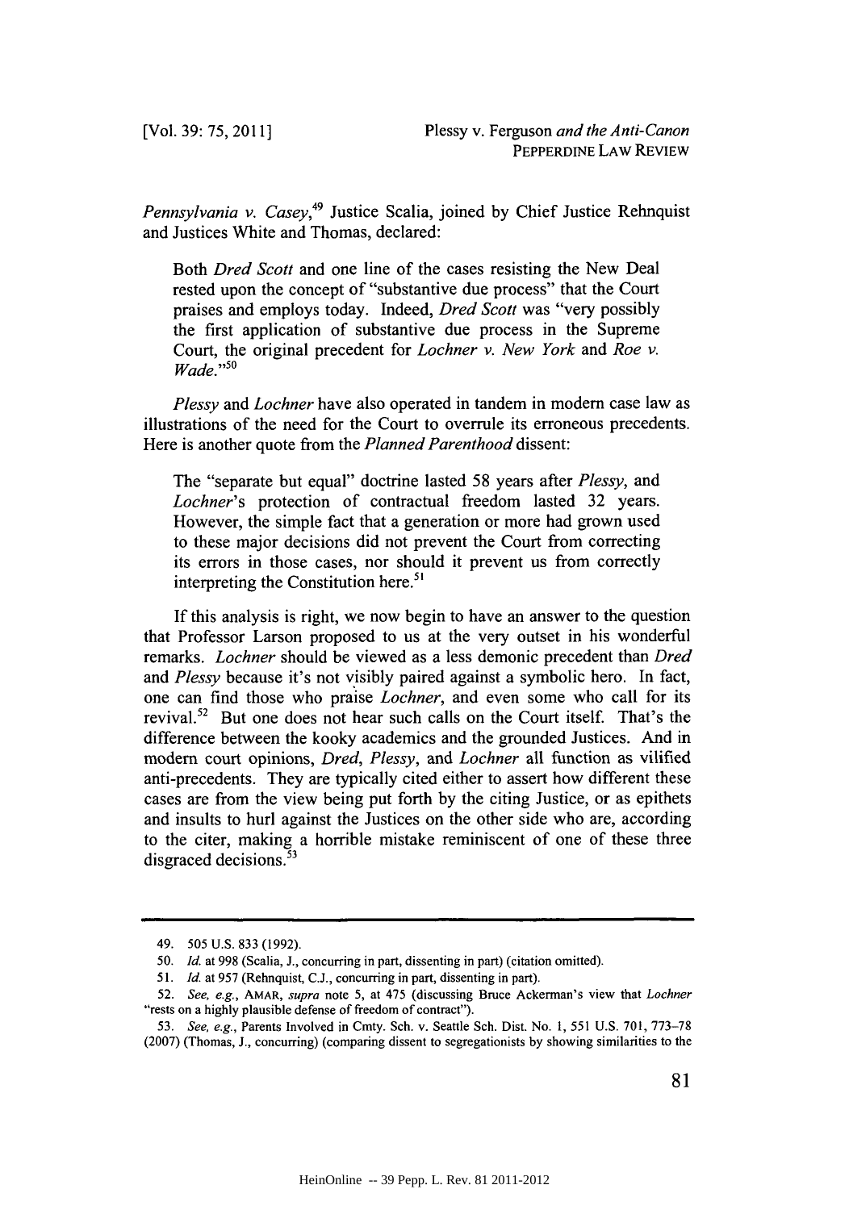*Pennsylvania v. Casey*,[49] Justice Scalia, joined by Chief Justice Rehnquist and Justices White and Thomas, declared:

> Both *Dred Scott* and one line of the cases resisting the New Deal rested upon the concept of "substantive due process" that the Court praises and employs today. Indeed, *Dred Scott* was "very possibly the first application of substantive due process in the Supreme Court, the original precedent for *Lochner v. New York* and *Roe v. Wade*."[50]

*Plessy* and *Lochner* have also operated in tandem in modern case law as illustrations of the need for the Court to overrule its erroneous precedents. Here is another quote from the *Planned Parenthood* dissent:

> The "separate but equal" doctrine lasted 58 years after *Plessy*, and *Lochner*'s protection of contractual freedom lasted 32 years. However, the simple fact that a generation or more had grown used to these major decisions did not prevent the Court from correcting its errors in those cases, nor should it prevent us from correctly interpreting the Constitution here.[51]

If this analysis is right, we now begin to have an answer to the question that Professor Larson proposed to us at the very outset in his wonderful remarks. *Lochner* should be viewed as a less demonic precedent than *Dred* and *Plessy* because it's not visibly paired against a symbolic hero. In fact, one can find those who praise *Lochner*, and even some who call for its revival.[52] But one does not hear such calls on the Court itself. That's the difference between the kooky academics and the grounded Justices. And in modern court opinions, *Dred*, *Plessy*, and *Lochner* all function as vilified anti-precedents. They are typically cited either to assert how different these cases are from the view being put forth by the citing Justice, or as epithets and insults to hurl against the Justices on the other side who are, according to the citer, making a horrible mistake reminiscent of one of these three disgraced decisions.[53]

---

49. 505 U.S. 833 (1992).

50. *Id.* at 998 (Scalia, J., concurring in part, dissenting in part) (citation omitted).

51. *Id.* at 957 (Rehnquist, C.J., concurring in part, dissenting in part).

52. *See, e.g.*, AMAR, *supra* note 5, at 475 (discussing Bruce Ackerman's view that *Lochner* "rests on a highly plausible defense of freedom of contract").

53. *See, e.g.*, Parents Involved in Cmty. Sch. v. Seattle Sch. Dist. No. 1, 551 U.S. 701, 773–78 (2007) (Thomas, J., concurring) (comparing dissent to segregationists by showing similarities to the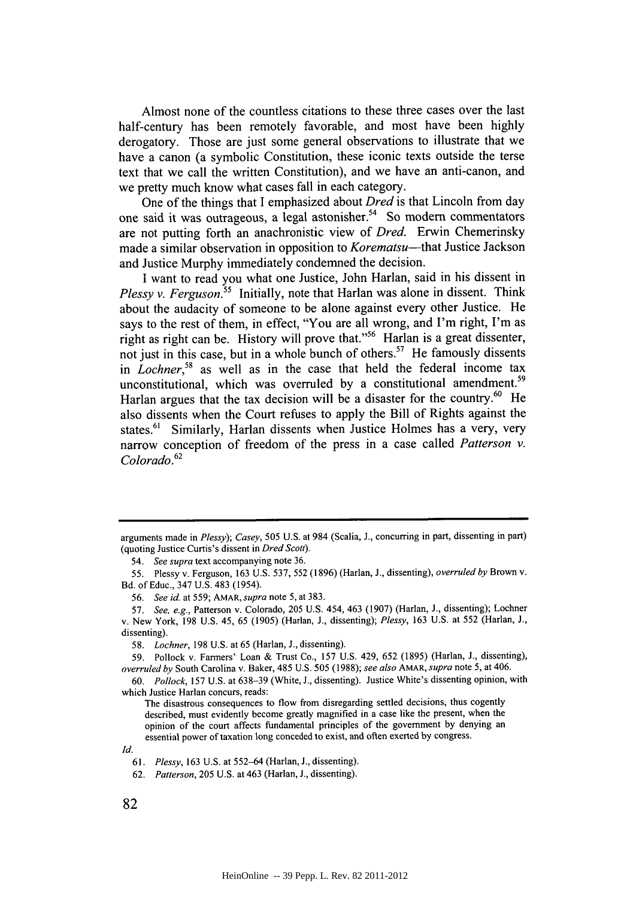Almost none of the countless citations to these three cases over the last half-century has been remotely favorable, and most have been highly derogatory. Those are just some general observations to illustrate that we have a canon (a symbolic Constitution, these iconic texts outside the terse text that we call the written Constitution), and we have an anti-canon, and we pretty much know what cases fall in each category.

One of the things that I emphasized about *Dred* is that Lincoln from day one said it was outrageous, a legal astonisher.[54] So modern commentators are not putting forth an anachronistic view of *Dred.* Erwin Chemerinsky made a similar observation in opposition to *Korematsu*—that Justice Jackson and Justice Murphy immediately condemned the decision.

I want to read you what one Justice, John Harlan, said in his dissent in *Plessy v. Ferguson.*[55] Initially, note that Harlan was alone in dissent. Think about the audacity of someone to be alone against every other Justice. He says to the rest of them, in effect, "You are all wrong, and I'm right, I'm as right as right can be. History will prove that."[56] Harlan is a great dissenter, not just in this case, but in a whole bunch of others.[57] He famously dissents in *Lochner*,[58] as well as in the case that held the federal income tax unconstitutional, which was overruled by a constitutional amendment.[59] Harlan argues that the tax decision will be a disaster for the country.[60] He also dissents when the Court refuses to apply the Bill of Rights against the states.[61] Similarly, Harlan dissents when Justice Holmes has a very, very narrow conception of freedom of the press in a case called *Patterson v. Colorado.*[62]

---

arguments made in *Plessy*); *Casey*, 505 U.S. at 984 (Scalia, J., concurring in part, dissenting in part) (quoting Justice Curtis's dissent in *Dred Scott*).

54. *See supra* text accompanying note 36.

55. Plessy v. Ferguson, 163 U.S. 537, 552 (1896) (Harlan, J., dissenting), *overruled by* Brown v. Bd. of Educ., 347 U.S. 483 (1954).

56. *See id.* at 559; AMAR, *supra* note 5, at 383.

57. *See, e.g.*, Patterson v. Colorado, 205 U.S. 454, 463 (1907) (Harlan, J., dissenting); Lochner v. New York, 198 U.S. 45, 65 (1905) (Harlan, J., dissenting); *Plessy*, 163 U.S. at 552 (Harlan, J., dissenting).

58. *Lochner*, 198 U.S. at 65 (Harlan, J., dissenting).

59. Pollock v. Farmers' Loan & Trust Co., 157 U.S. 429, 652 (1895) (Harlan, J., dissenting), *overruled by* South Carolina v. Baker, 485 U.S. 505 (1988); *see also* AMAR, *supra* note 5, at 406.

60. *Pollock*, 157 U.S. at 638–39 (White, J., dissenting). Justice White's dissenting opinion, with which Justice Harlan concurs, reads:

> The disastrous consequences to flow from disregarding settled decisions, thus cogently described, must evidently become greatly magnified in a case like the present, when the opinion of the court affects fundamental principles of the government by denying an essential power of taxation long conceded to exist, and often exerted by congress.

*Id.*

61. *Plessy*, 163 U.S. at 552–64 (Harlan, J., dissenting).

62. *Patterson*, 205 U.S. at 463 (Harlan, J., dissenting).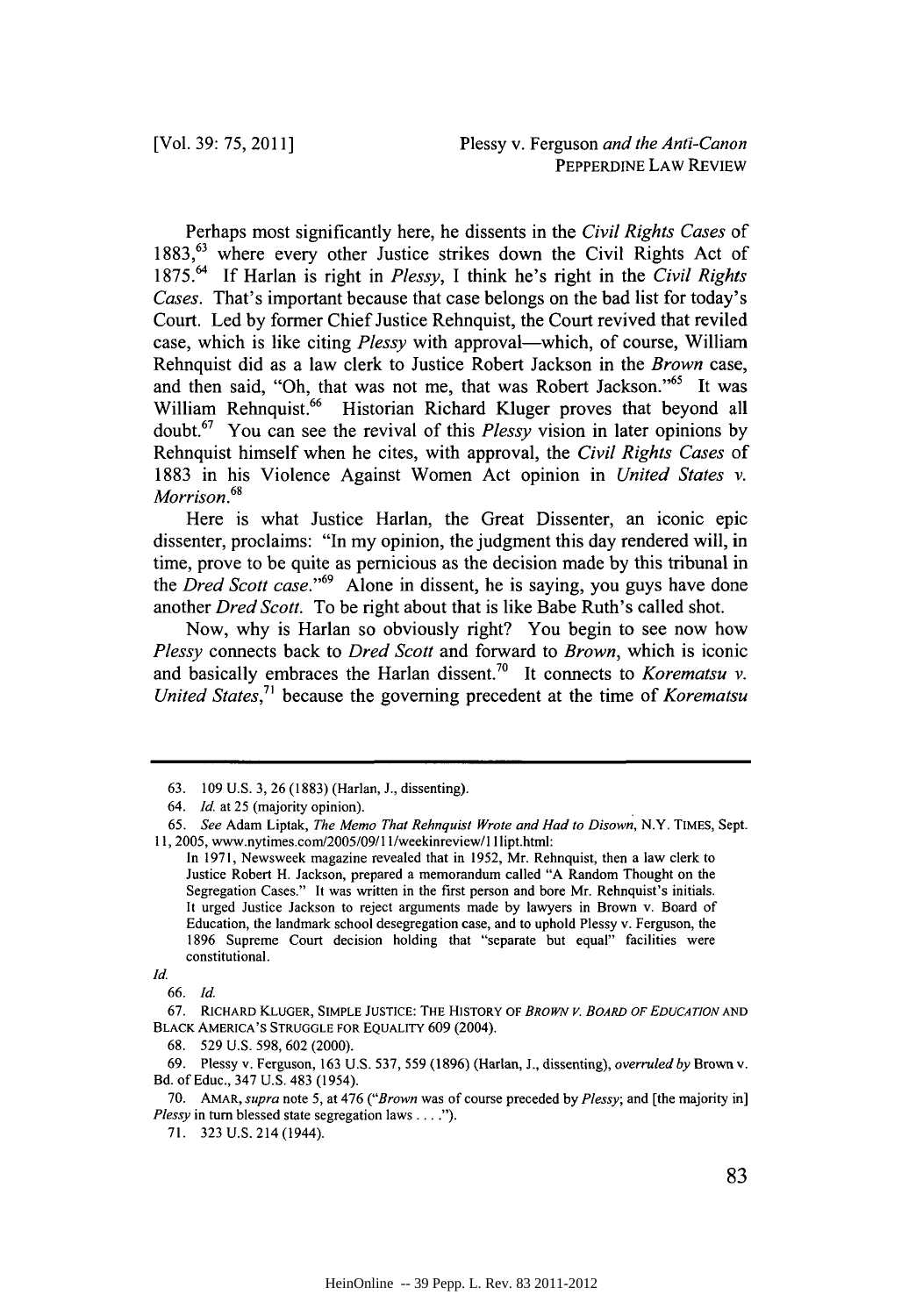Perhaps most significantly here, he dissents in the *Civil Rights Cases* of 1883,[63] where every other Justice strikes down the Civil Rights Act of 1875.[64] If Harlan is right in *Plessy*, I think he's right in the *Civil Rights Cases*. That's important because that case belongs on the bad list for today's Court. Led by former Chief Justice Rehnquist, the Court revived that reviled case, which is like citing *Plessy* with approval—which, of course, William Rehnquist did as a law clerk to Justice Robert Jackson in the *Brown* case, and then said, "Oh, that was not me, that was Robert Jackson."[65] It was William Rehnquist.[66] Historian Richard Kluger proves that beyond all doubt.[67] You can see the revival of this *Plessy* vision in later opinions by Rehnquist himself when he cites, with approval, the *Civil Rights Cases* of 1883 in his Violence Against Women Act opinion in *United States v. Morrison*.[68]

Here is what Justice Harlan, the Great Dissenter, an iconic epic dissenter, proclaims: "In my opinion, the judgment this day rendered will, in time, prove to be quite as pernicious as the decision made by this tribunal in the *Dred Scott case*."[69] Alone in dissent, he is saying, you guys have done another *Dred Scott*. To be right about that is like Babe Ruth's called shot.

Now, why is Harlan so obviously right? You begin to see now how *Plessy* connects back to *Dred Scott* and forward to *Brown*, which is iconic and basically embraces the Harlan dissent.[70] It connects to *Korematsu v. United States*,[71] because the governing precedent at the time of *Korematsu*

---

63. 109 U.S. 3, 26 (1883) (Harlan, J., dissenting).

64. *Id.* at 25 (majority opinion).

65. *See* Adam Liptak, *The Memo That Rehnquist Wrote and Had to Disown*, N.Y. TIMES, Sept. 11, 2005, www.nytimes.com/2005/09/11/weekinreview/11lipt.html:

> In 1971, Newsweek magazine revealed that in 1952, Mr. Rehnquist, then a law clerk to Justice Robert H. Jackson, prepared a memorandum called "A Random Thought on the Segregation Cases." It was written in the first person and bore Mr. Rehnquist's initials. It urged Justice Jackson to reject arguments made by lawyers in Brown v. Board of Education, the landmark school desegregation case, and to uphold Plessy v. Ferguson, the 1896 Supreme Court decision holding that "separate but equal" facilities were constitutional.

*Id.*

66. *Id.*

67. RICHARD KLUGER, SIMPLE JUSTICE: THE HISTORY OF *BROWN V. BOARD OF EDUCATION* AND BLACK AMERICA'S STRUGGLE FOR EQUALITY 609 (2004).

68. 529 U.S. 598, 602 (2000).

69. Plessy v. Ferguson, 163 U.S. 537, 559 (1896) (Harlan, J., dissenting), *overruled by* Brown v. Bd. of Educ., 347 U.S. 483 (1954).

70. AMAR, *supra* note 5, at 476 ("*Brown* was of course preceded by *Plessy*; and [the majority in] *Plessy* in turn blessed state segregation laws . . . .").

71. 323 U.S. 214 (1944).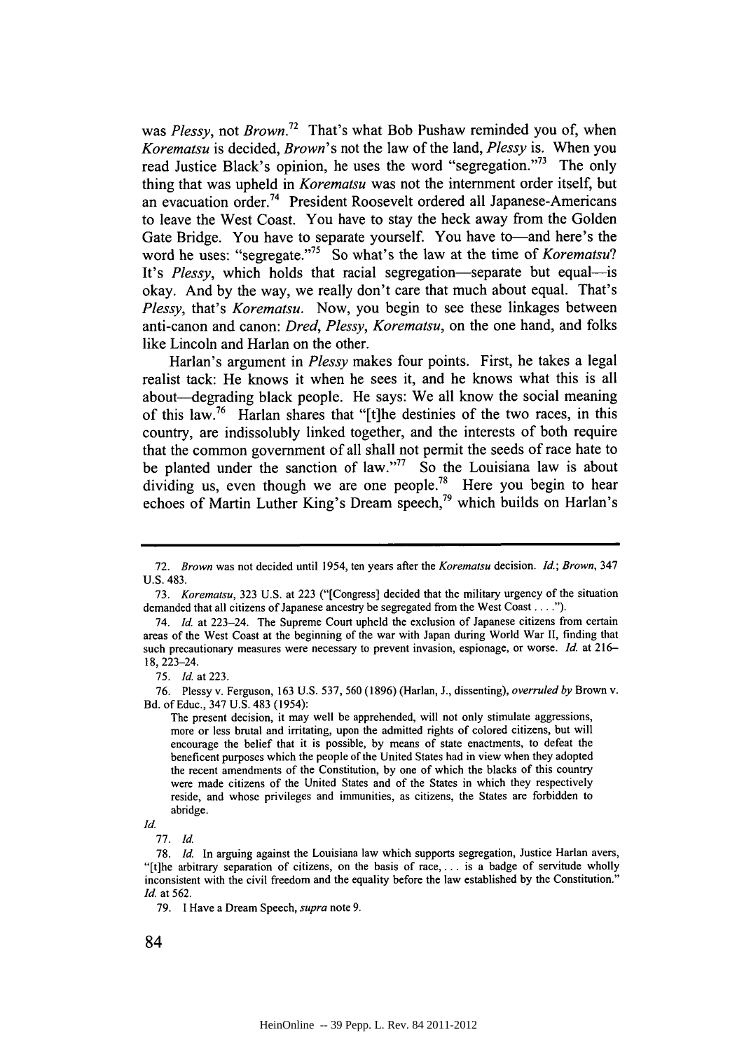was *Plessy*, not *Brown*.[72] That's what Bob Pushaw reminded you of, when *Korematsu* is decided, *Brown*'s not the law of the land, *Plessy* is. When you read Justice Black's opinion, he uses the word "segregation."[73] The only thing that was upheld in *Korematsu* was not the internment order itself, but an evacuation order.[74] President Roosevelt ordered all Japanese-Americans to leave the West Coast. You have to stay the heck away from the Golden Gate Bridge. You have to separate yourself. You have to—and here's the word he uses: "segregate."[75] So what's the law at the time of *Korematsu*? It's *Plessy*, which holds that racial segregation—separate but equal—is okay. And by the way, we really don't care that much about equal. That's *Plessy*, that's *Korematsu*. Now, you begin to see these linkages between anti-canon and canon: *Dred*, *Plessy*, *Korematsu*, on the one hand, and folks like Lincoln and Harlan on the other.

Harlan's argument in *Plessy* makes four points. First, he takes a legal realist tack: He knows it when he sees it, and he knows what this is all about—degrading black people. He says: We all know the social meaning of this law.[76] Harlan shares that "[t]he destinies of the two races, in this country, are indissolubly linked together, and the interests of both require that the common government of all shall not permit the seeds of race hate to be planted under the sanction of law."[77] So the Louisiana law is about dividing us, even though we are one people.[78] Here you begin to hear echoes of Martin Luther King's Dream speech,[79] which builds on Harlan's

---

72. *Brown* was not decided until 1954, ten years after the *Korematsu* decision. *Id.*; *Brown*, 347 U.S. 483.

73. *Korematsu*, 323 U.S. at 223 ("[Congress] decided that the military urgency of the situation demanded that all citizens of Japanese ancestry be segregated from the West Coast . . . .").

74. *Id.* at 223–24. The Supreme Court upheld the exclusion of Japanese citizens from certain areas of the West Coast at the beginning of the war with Japan during World War II, finding that such precautionary measures were necessary to prevent invasion, espionage, or worse. *Id.* at 216–18, 223–24.

75. *Id.* at 223.

76. Plessy v. Ferguson, 163 U.S. 537, 560 (1896) (Harlan, J., dissenting), *overruled by* Brown v. Bd. of Educ., 347 U.S. 483 (1954):

> The present decision, it may well be apprehended, will not only stimulate aggressions, more or less brutal and irritating, upon the admitted rights of colored citizens, but will encourage the belief that it is possible, by means of state enactments, to defeat the beneficent purposes which the people of the United States had in view when they adopted the recent amendments of the Constitution, by one of which the blacks of this country were made citizens of the United States and of the States in which they respectively reside, and whose privileges and immunities, as citizens, the States are forbidden to abridge.

*Id.*

77. *Id.*

78. *Id.* In arguing against the Louisiana law which supports segregation, Justice Harlan avers, "[t]he arbitrary separation of citizens, on the basis of race, . . . is a badge of servitude wholly inconsistent with the civil freedom and the equality before the law established by the Constitution." *Id.* at 562.

79. I Have a Dream Speech, *supra* note 9.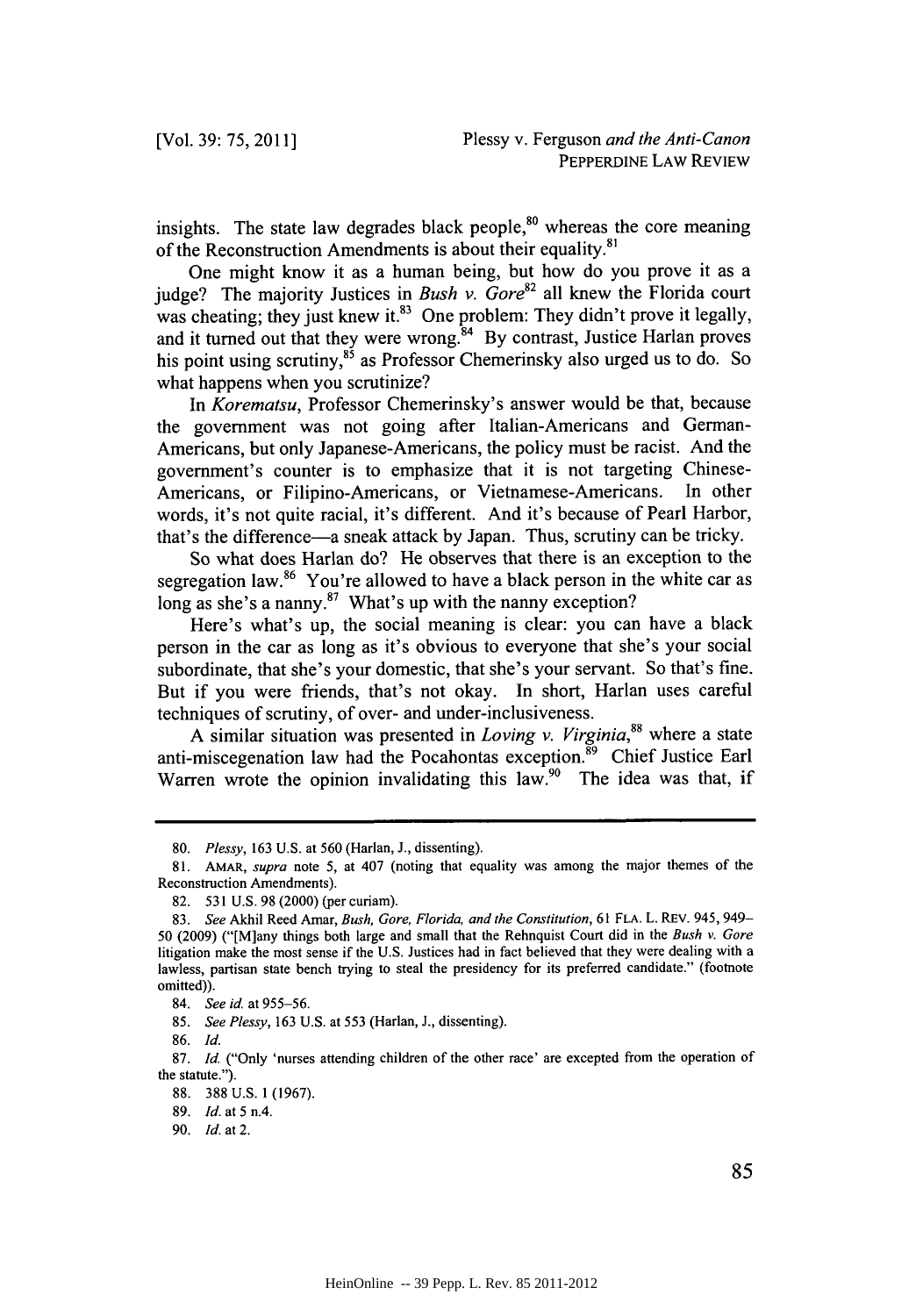insights. The state law degrades black people,[80] whereas the core meaning of the Reconstruction Amendments is about their equality.[81]

One might know it as a human being, but how do you prove it as a judge? The majority Justices in *Bush v. Gore*[82] all knew the Florida court was cheating; they just knew it.[83] One problem: They didn't prove it legally, and it turned out that they were wrong.[84] By contrast, Justice Harlan proves his point using scrutiny,[85] as Professor Chemerinsky also urged us to do. So what happens when you scrutinize?

In *Korematsu*, Professor Chemerinsky's answer would be that, because the government was not going after Italian-Americans and German-Americans, but only Japanese-Americans, the policy must be racist. And the government's counter is to emphasize that it is not targeting Chinese-Americans, or Filipino-Americans, or Vietnamese-Americans. In other words, it's not quite racial, it's different. And it's because of Pearl Harbor, that's the difference—a sneak attack by Japan. Thus, scrutiny can be tricky.

So what does Harlan do? He observes that there is an exception to the segregation law.[86] You're allowed to have a black person in the white car as long as she's a nanny.[87] What's up with the nanny exception?

Here's what's up, the social meaning is clear: you can have a black person in the car as long as it's obvious to everyone that she's your social subordinate, that she's your domestic, that she's your servant. So that's fine. But if you were friends, that's not okay. In short, Harlan uses careful techniques of scrutiny, of over- and under-inclusiveness.

A similar situation was presented in *Loving v. Virginia*,[88] where a state anti-miscegenation law had the Pocahontas exception.[89] Chief Justice Earl Warren wrote the opinion invalidating this law.[90] The idea was that, if

---

80. *Plessy*, 163 U.S. at 560 (Harlan, J., dissenting).

81. AMAR, *supra* note 5, at 407 (noting that equality was among the major themes of the Reconstruction Amendments).

82. 531 U.S. 98 (2000) (per curiam).

83. *See* Akhil Reed Amar, *Bush, Gore, Florida, and the Constitution*, 61 FLA. L. REV. 945, 949–50 (2009) ("[M]any things both large and small that the Rehnquist Court did in the *Bush v. Gore* litigation make the most sense if the U.S. Justices had in fact believed that they were dealing with a lawless, partisan state bench trying to steal the presidency for its preferred candidate." (footnote omitted)).

84. *See id.* at 955–56.

85. *See Plessy*, 163 U.S. at 553 (Harlan, J., dissenting).

86. *Id.*

87. *Id.* ("Only 'nurses attending children of the other race' are excepted from the operation of the statute.").

88. 388 U.S. 1 (1967).

89. *Id.* at 5 n.4.

90. *Id.* at 2.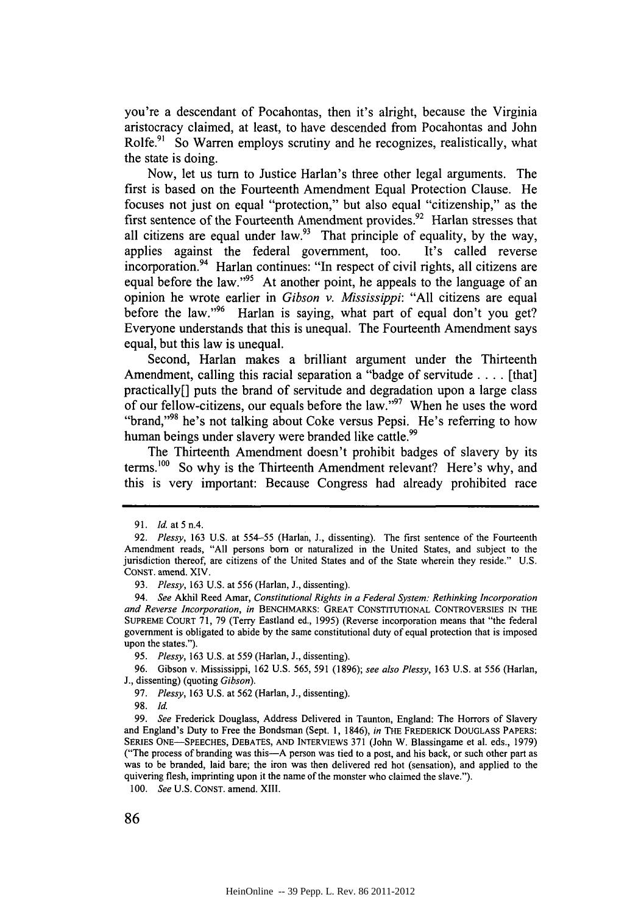you're a descendant of Pocahontas, then it's alright, because the Virginia aristocracy claimed, at least, to have descended from Pocahontas and John Rolfe.[91] So Warren employs scrutiny and he recognizes, realistically, what the state is doing.

Now, let us turn to Justice Harlan's three other legal arguments. The first is based on the Fourteenth Amendment Equal Protection Clause. He focuses not just on equal "protection," but also equal "citizenship," as the first sentence of the Fourteenth Amendment provides.[92] Harlan stresses that all citizens are equal under law.[93] That principle of equality, by the way, applies against the federal government, too. It's called reverse incorporation.[94] Harlan continues: "In respect of civil rights, all citizens are equal before the law."[95] At another point, he appeals to the language of an opinion he wrote earlier in *Gibson v. Mississippi*: "All citizens are equal before the law."[96] Harlan is saying, what part of equal don't you get? Everyone understands that this is unequal. The Fourteenth Amendment says equal, but this law is unequal.

Second, Harlan makes a brilliant argument under the Thirteenth Amendment, calling this racial separation a "badge of servitude . . . . [that] practically[] puts the brand of servitude and degradation upon a large class of our fellow-citizens, our equals before the law."[97] When he uses the word "brand,"[98] he's not talking about Coke versus Pepsi. He's referring to how human beings under slavery were branded like cattle.[99]

The Thirteenth Amendment doesn't prohibit badges of slavery by its terms.[100] So why is the Thirteenth Amendment relevant? Here's why, and this is very important: Because Congress had already prohibited race

---

91. *Id.* at 5 n.4.

92. *Plessy*, 163 U.S. at 554–55 (Harlan, J., dissenting). The first sentence of the Fourteenth Amendment reads, "All persons born or naturalized in the United States, and subject to the jurisdiction thereof, are citizens of the United States and of the State wherein they reside." U.S. CONST. amend. XIV.

93. *Plessy*, 163 U.S. at 556 (Harlan, J., dissenting).

94. *See* Akhil Reed Amar, *Constitutional Rights in a Federal System: Rethinking Incorporation and Reverse Incorporation*, *in* BENCHMARKS: GREAT CONSTITUTIONAL CONTROVERSIES IN THE SUPREME COURT 71, 79 (Terry Eastland ed., 1995) (Reverse incorporation means that "the federal government is obligated to abide by the same constitutional duty of equal protection that is imposed upon the states.").

95. *Plessy*, 163 U.S. at 559 (Harlan, J., dissenting).

96. Gibson v. Mississippi, 162 U.S. 565, 591 (1896); *see also Plessy*, 163 U.S. at 556 (Harlan, J., dissenting) (quoting *Gibson*).

97. *Plessy*, 163 U.S. at 562 (Harlan, J., dissenting).

98. *Id.*

99. *See* Frederick Douglass, Address Delivered in Taunton, England: The Horrors of Slavery and England's Duty to Free the Bondsman (Sept. 1, 1846), *in* THE FREDERICK DOUGLASS PAPERS: SERIES ONE—SPEECHES, DEBATES, AND INTERVIEWS 371 (John W. Blassingame et al. eds., 1979) ("The process of branding was this—A person was tied to a post, and his back, or such other part as was to be branded, laid bare; the iron was then delivered red hot (sensation), and applied to the quivering flesh, imprinting upon it the name of the monster who claimed the slave.").

100. *See* U.S. CONST. amend. XIII.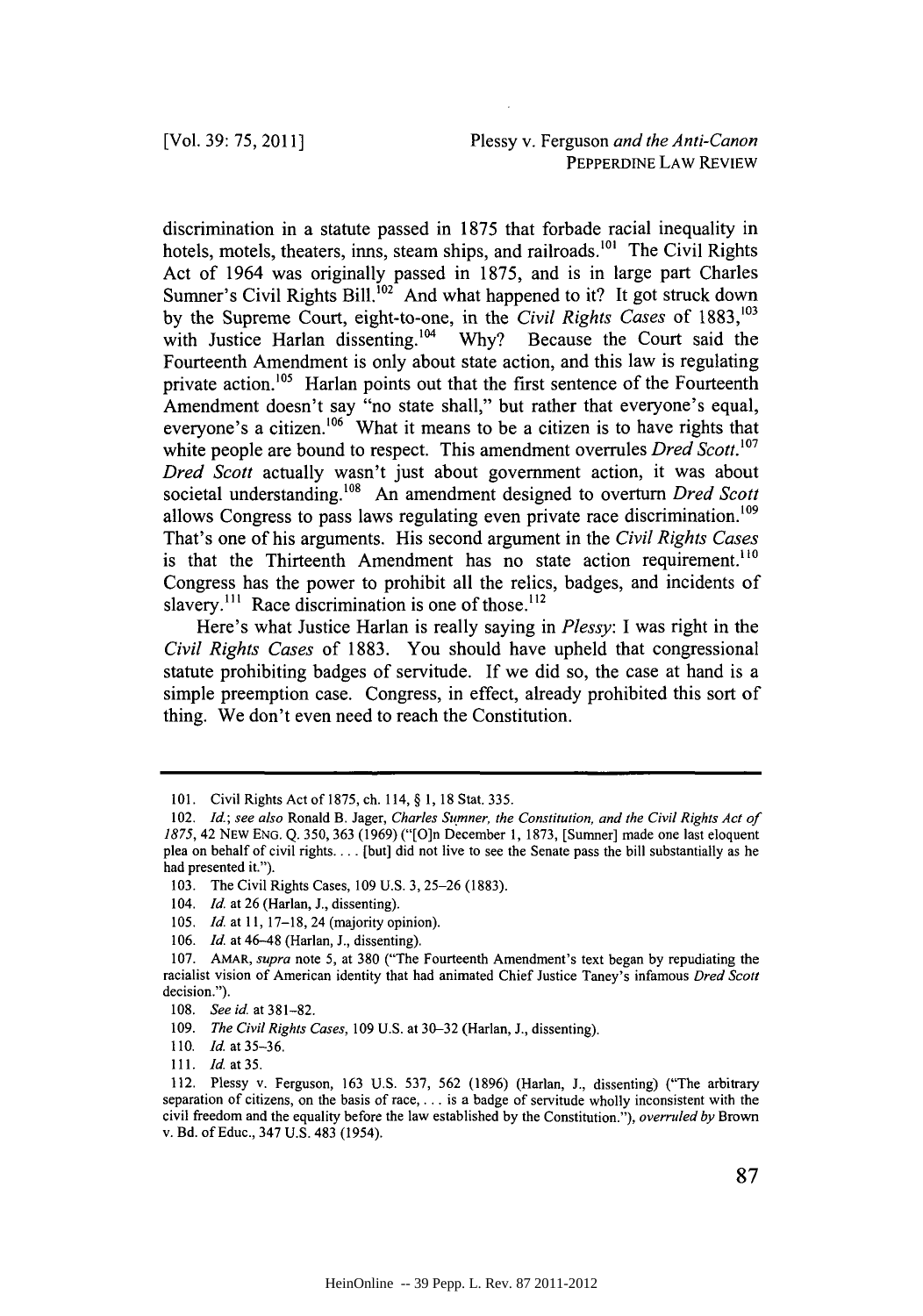discrimination in a statute passed in 1875 that forbade racial inequality in hotels, motels, theaters, inns, steam ships, and railroads.[101] The Civil Rights Act of 1964 was originally passed in 1875, and is in large part Charles Sumner's Civil Rights Bill.[102] And what happened to it? It got struck down by the Supreme Court, eight-to-one, in the *Civil Rights Cases* of 1883,[103] with Justice Harlan dissenting.[104] Why? Because the Court said the Fourteenth Amendment is only about state action, and this law is regulating private action.[105] Harlan points out that the first sentence of the Fourteenth Amendment doesn't say "no state shall," but rather that everyone's equal, everyone's a citizen.[106] What it means to be a citizen is to have rights that white people are bound to respect. This amendment overrules *Dred Scott*.[107] *Dred Scott* actually wasn't just about government action, it was about societal understanding.[108] An amendment designed to overturn *Dred Scott* allows Congress to pass laws regulating even private race discrimination.[109] That's one of his arguments. His second argument in the *Civil Rights Cases* is that the Thirteenth Amendment has no state action requirement.[110] Congress has the power to prohibit all the relics, badges, and incidents of slavery.[111] Race discrimination is one of those.[112]

Here's what Justice Harlan is really saying in *Plessy*: I was right in the *Civil Rights Cases* of 1883. You should have upheld that congressional statute prohibiting badges of servitude. If we did so, the case at hand is a simple preemption case. Congress, in effect, already prohibited this sort of thing. We don't even need to reach the Constitution.

---

101. Civil Rights Act of 1875, ch. 114, § 1, 18 Stat. 335.

102. *Id.*; *see also* Ronald B. Jager, *Charles Sumner, the Constitution, and the Civil Rights Act of 1875*, 42 NEW ENG. Q. 350, 363 (1969) ("[O]n December 1, 1873, [Sumner] made one last eloquent plea on behalf of civil rights. . . . [but] did not live to see the Senate pass the bill substantially as he had presented it.").

103. The Civil Rights Cases, 109 U.S. 3, 25–26 (1883).

104. *Id.* at 26 (Harlan, J., dissenting).

105. *Id.* at 11, 17–18, 24 (majority opinion).

106. *Id.* at 46–48 (Harlan, J., dissenting).

107. AMAR, *supra* note 5, at 380 ("The Fourteenth Amendment's text began by repudiating the racialist vision of American identity that had animated Chief Justice Taney's infamous *Dred Scott* decision.").

108. *See id.* at 381–82.

109. *The Civil Rights Cases*, 109 U.S. at 30–32 (Harlan, J., dissenting).

110. *Id.* at 35–36.

111. *Id.* at 35.

112. Plessy v. Ferguson, 163 U.S. 537, 562 (1896) (Harlan, J., dissenting) ("The arbitrary separation of citizens, on the basis of race, . . . is a badge of servitude wholly inconsistent with the civil freedom and the equality before the law established by the Constitution."), *overruled by* Brown v. Bd. of Educ., 347 U.S. 483 (1954).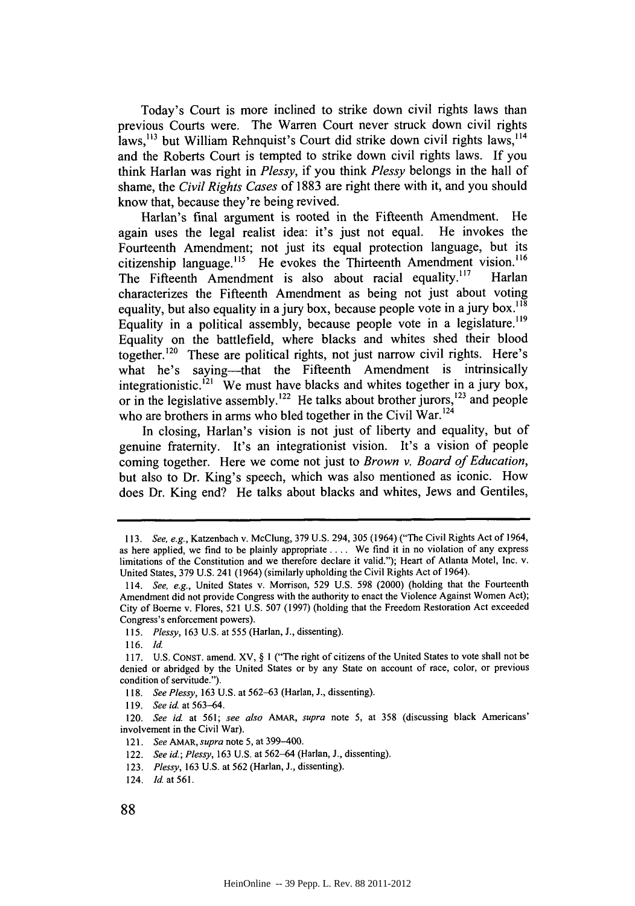Today's Court is more inclined to strike down civil rights laws than previous Courts were. The Warren Court never struck down civil rights laws,[113] but William Rehnquist's Court did strike down civil rights laws,[114] and the Roberts Court is tempted to strike down civil rights laws. If you think Harlan was right in *Plessy*, if you think *Plessy* belongs in the hall of shame, the *Civil Rights Cases* of 1883 are right there with it, and you should know that, because they're being revived.

Harlan's final argument is rooted in the Fifteenth Amendment. He again uses the legal realist idea: it's just not equal. He invokes the Fourteenth Amendment; not just its equal protection language, but its citizenship language.[115] He evokes the Thirteenth Amendment vision.[116] The Fifteenth Amendment is also about racial equality.[117] Harlan characterizes the Fifteenth Amendment as being not just about voting equality, but also equality in a jury box, because people vote in a jury box.[118] Equality in a political assembly, because people vote in a legislature.[119] Equality on the battlefield, where blacks and whites shed their blood together.[120] These are political rights, not just narrow civil rights. Here's what he's saying—that the Fifteenth Amendment is intrinsically integrationistic.[121] We must have blacks and whites together in a jury box, or in the legislative assembly.[122] He talks about brother jurors,[123] and people who are brothers in arms who bled together in the Civil War.[124]

In closing, Harlan's vision is not just of liberty and equality, but of genuine fraternity. It's an integrationist vision. It's a vision of people coming together. Here we come not just to *Brown v. Board of Education*, but also to Dr. King's speech, which was also mentioned as iconic. How does Dr. King end? He talks about blacks and whites, Jews and Gentiles,

---

113. *See, e.g.*, Katzenbach v. McClung, 379 U.S. 294, 305 (1964) ("The Civil Rights Act of 1964, as here applied, we find to be plainly appropriate . . . . We find it in no violation of any express limitations of the Constitution and we therefore declare it valid."); Heart of Atlanta Motel, Inc. v. United States, 379 U.S. 241 (1964) (similarly upholding the Civil Rights Act of 1964).

114. *See, e.g.*, United States v. Morrison, 529 U.S. 598 (2000) (holding that the Fourteenth Amendment did not provide Congress with the authority to enact the Violence Against Women Act); City of Boerne v. Flores, 521 U.S. 507 (1997) (holding that the Freedom Restoration Act exceeded Congress's enforcement powers).

115. *Plessy*, 163 U.S. at 555 (Harlan, J., dissenting).

116. *Id.*

117. U.S. CONST. amend. XV, § 1 ("The right of citizens of the United States to vote shall not be denied or abridged by the United States or by any State on account of race, color, or previous condition of servitude.").

118. *See Plessy*, 163 U.S. at 562–63 (Harlan, J., dissenting).

119. *See id.* at 563–64.

120. *See id.* at 561; *see also* AMAR, *supra* note 5, at 358 (discussing black Americans' involvement in the Civil War).

121. *See* AMAR, *supra* note 5, at 399–400.

122. *See id.*; *Plessy*, 163 U.S. at 562–64 (Harlan, J., dissenting).

123. *Plessy*, 163 U.S. at 562 (Harlan, J., dissenting).

124. *Id.* at 561.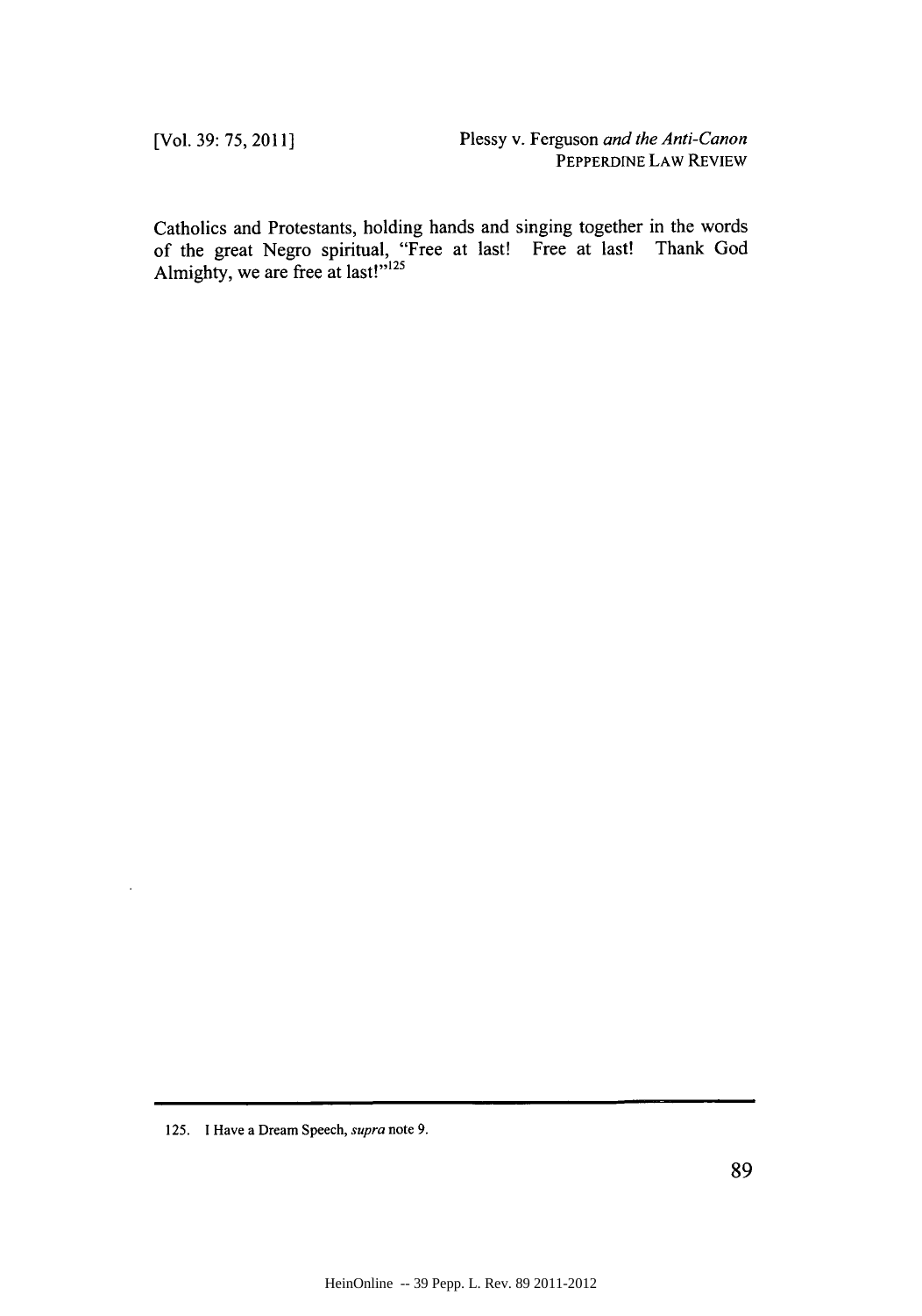Catholics and Protestants, holding hands and singing together in the words of the great Negro spiritual, "Free at last! Free at last! Thank God Almighty, we are free at last!"[125]

---

125. I Have a Dream Speech, *supra* note 9.